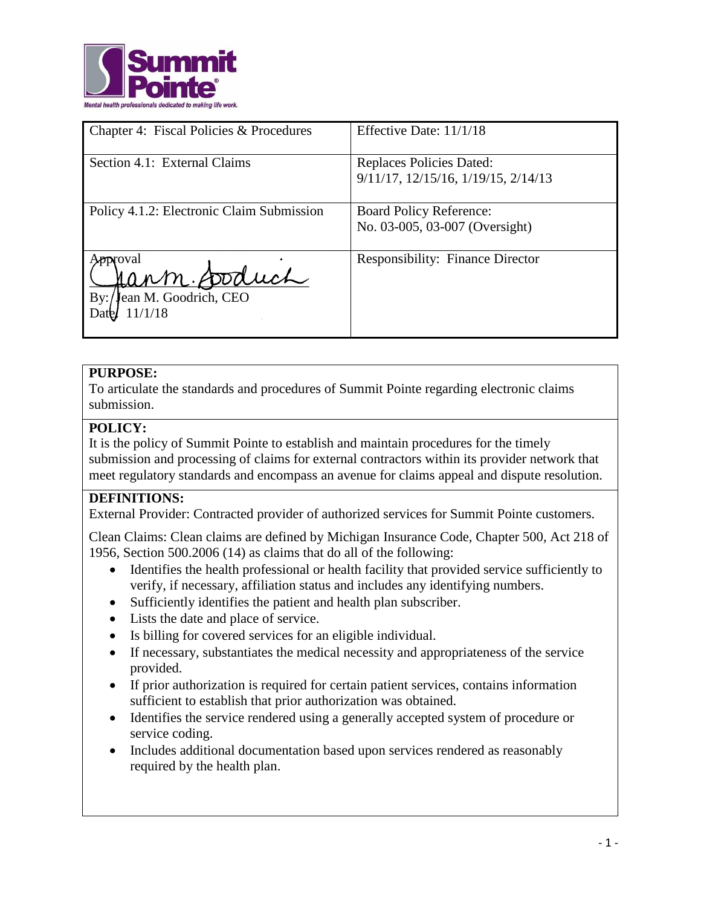| Chapter 4: Fiscal Policies & Procedures | Effective Date: 11/1/18 |
|---|---|
| Section 4.1: External Claims | Replaces Policies Dated: 9/11/17, 12/15/16, 1/19/15, 2/14/13 |
| Policy 4.1.2: Electronic Claim Submission | Board Policy Reference: No. 03-005, 03-007 (Oversight) |
| Approval<br>By: Jean M. Goodrich, CEO<br>Date: 11/1/18 | Responsibility: Finance Director |

**PURPOSE:**
To articulate the standards and procedures of Summit Pointe regarding electronic claims submission.

**POLICY:**
It is the policy of Summit Pointe to establish and maintain procedures for the timely submission and processing of claims for external contractors within its provider network that meet regulatory standards and encompass an avenue for claims appeal and dispute resolution.

**DEFINITIONS:**
External Provider: Contracted provider of authorized services for Summit Pointe customers.

Clean Claims: Clean claims are defined by Michigan Insurance Code, Chapter 500, Act 218 of 1956, Section 500.2006 (14) as claims that do all of the following:

- Identifies the health professional or health facility that provided service sufficiently to verify, if necessary, affiliation status and includes any identifying numbers.
- Sufficiently identifies the patient and health plan subscriber.
- Lists the date and place of service.
- Is billing for covered services for an eligible individual.
- If necessary, substantiates the medical necessity and appropriateness of the service provided.
- If prior authorization is required for certain patient services, contains information sufficient to establish that prior authorization was obtained.
- Identifies the service rendered using a generally accepted system of procedure or service coding.
- Includes additional documentation based upon services rendered as reasonably required by the health plan.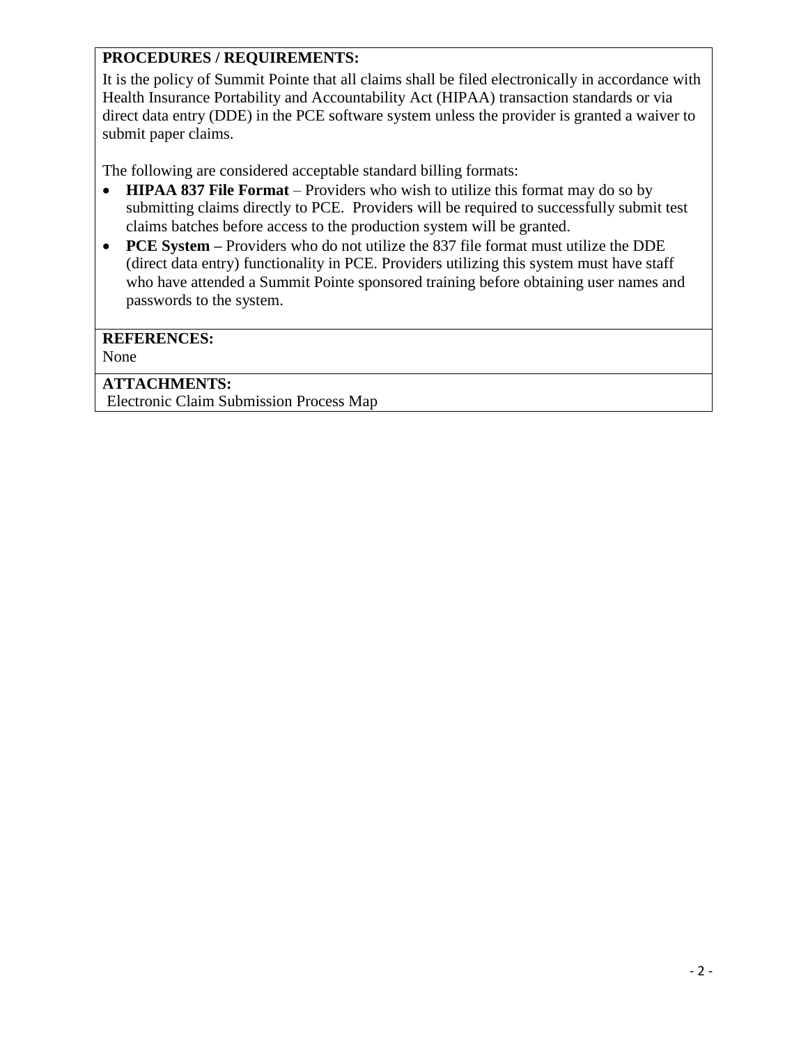**PROCEDURES / REQUIREMENTS:**

It is the policy of Summit Pointe that all claims shall be filed electronically in accordance with Health Insurance Portability and Accountability Act (HIPAA) transaction standards or via direct data entry (DDE) in the PCE software system unless the provider is granted a waiver to submit paper claims.

The following are considered acceptable standard billing formats:

- **HIPAA 837 File Format** – Providers who wish to utilize this format may do so by submitting claims directly to PCE. Providers will be required to successfully submit test claims batches before access to the production system will be granted.
- **PCE System –** Providers who do not utilize the 837 file format must utilize the DDE (direct data entry) functionality in PCE. Providers utilizing this system must have staff who have attended a Summit Pointe sponsored training before obtaining user names and passwords to the system.

**REFERENCES:**

None

**ATTACHMENTS:**

Electronic Claim Submission Process Map